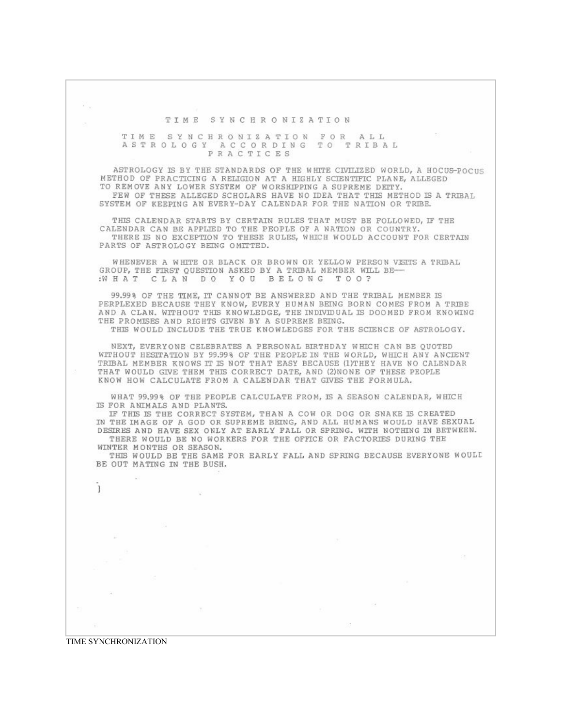# TIME SYNCHRONIZATION

## TIME SYNCHRONIZATION FOR ALL ASTROLOGY ACCORDING TO TRIBAL PRACTICES

ASTROLOGY IS BY THE STANDARDS OF THE WHITE CIVILIZED WORLD, A HOCUS-POCUS METHOD OF PRACTICING A RELIGION AT A HIGHLY SCIENTIFIC PLANE, ALLEGED TO REMOVE ANY LOWER SYSTEM OF WORSHIPPING A SUPREME DEITY.
FEW OF THESE ALLEGED SCHOLARS HAVE NO IDEA THAT THIS METHOD IS A TRIBAL SYSTEM OF KEEPING AN EVERY-DAY CALENDAR FOR THE NATION OR TRIBE.

THIS CALENDAR STARTS BY CERTAIN RULES THAT MUST BE FOLLOWED, IF THE CALENDAR CAN BE APPLIED TO THE PEOPLE OF A NATION OR COUNTRY.
THERE IS NO EXCEPTION TO THESE RULES, WHICH WOULD ACCOUNT FOR CERTAIN PARTS OF ASTROLOGY BEING OMITTED.

WHENEVER A WHITE OR BLACK OR BROWN OR YELLOW PERSON VISITS A TRIBAL GROUP, THE FIRST QUESTION ASKED BY A TRIBAL MEMBER WILL BE—
:WHAT CLAN DO YOU BELONG TOO?

99.99% OF THE TIME, IT CANNOT BE ANSWERED AND THE TRIBAL MEMBER IS PERPLEXED BECAUSE THEY KNOW, EVERY HUMAN BEING BORN COMES FROM A TRIBE AND A CLAN. WITHOUT THIS KNOWLEDGE, THE INDIVIDUAL IS DOOMED FROM KNOWING THE PROMISES AND RIGHTS GIVEN BY A SUPREME BEING.
THIS WOULD INCLUDE THE TRUE KNOWLEDGES FOR THE SCIENCE OF ASTROLOGY.

NEXT, EVERYONE CELEBRATES A PERSONAL BIRTHDAY WHICH CAN BE QUOTED WITHOUT HESITATION BY 99.99% OF THE PEOPLE IN THE WORLD, WHICH ANY ANCIENT TRIBAL MEMBER KNOWS IT IS NOT THAT EASY BECAUSE (1)THEY HAVE NO CALENDAR THAT WOULD GIVE THEM THIS CORRECT DATE, AND (2)NONE OF THESE PEOPLE KNOW HOW CALCULATE FROM A CALENDAR THAT GIVES THE FORMULA.

WHAT 99.99% OF THE PEOPLE CALCULATE FROM, IS A SEASON CALENDAR, WHICH IS FOR ANIMALS AND PLANTS.
IF THIS IS THE CORRECT SYSTEM, THAN A COW OR DOG OR SNAKE IS CREATED IN THE IMAGE OF A GOD OR SUPREME BEING, AND ALL HUMANS WOULD HAVE SEXUAL DESIRES AND HAVE SEX ONLY AT EARLY FALL OR SPRING. WITH NOTHING IN BETWEEN.
THERE WOULD BE NO WORKERS FOR THE OFFICE OR FACTORIES DURING THE WINTER MONTHS OR SEASON.
THIS WOULD BE THE SAME FOR EARLY FALL AND SPRING BECAUSE EVERYONE WOULD BE OUT MATING IN THE BUSH.

TIME SYNCHRONIZATION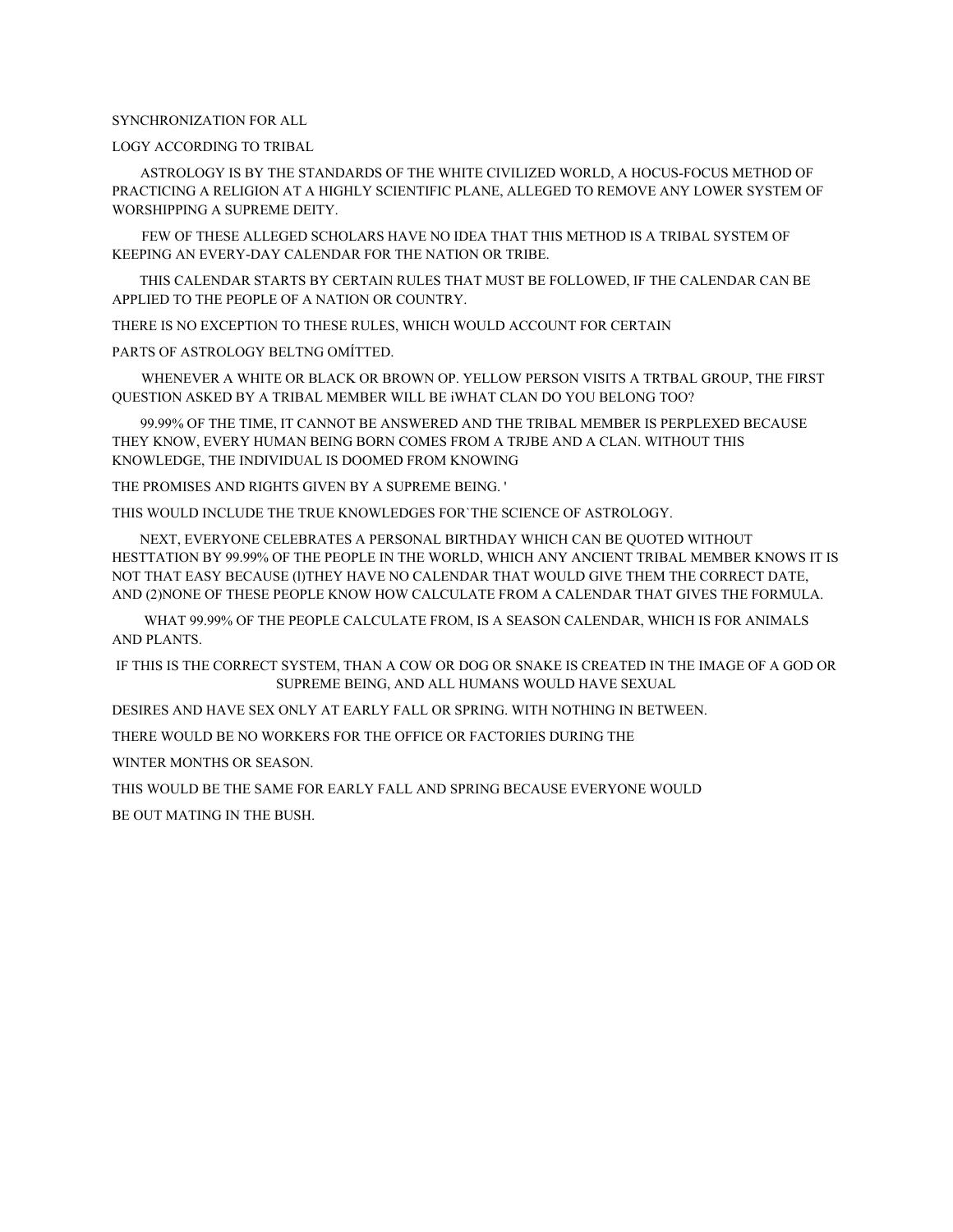SYNCHRONIZATION FOR ALL

LOGY ACCORDING TO TRIBAL

ASTROLOGY IS BY THE STANDARDS OF THE WHITE CIVILIZED WORLD, A HOCUS-FOCUS METHOD OF PRACTICING A RELIGION AT A HIGHLY SCIENTIFIC PLANE, ALLEGED TO REMOVE ANY LOWER SYSTEM OF WORSHIPPING A SUPREME DEITY.

FEW OF THESE ALLEGED SCHOLARS HAVE NO IDEA THAT THIS METHOD IS A TRIBAL SYSTEM OF KEEPING AN EVERY-DAY CALENDAR FOR THE NATION OR TRIBE.

THIS CALENDAR STARTS BY CERTAIN RULES THAT MUST BE FOLLOWED, IF THE CALENDAR CAN BE APPLIED TO THE PEOPLE OF A NATION OR COUNTRY.

THERE IS NO EXCEPTION TO THESE RULES, WHICH WOULD ACCOUNT FOR CERTAIN

PARTS OF ASTROLOGY BELTNG OMÍTTED.

WHENEVER A WHITE OR BLACK OR BROWN OP. YELLOW PERSON VISITS A TRTBAL GROUP, THE FIRST QUESTION ASKED BY A TRIBAL MEMBER WILL BE iWHAT CLAN DO YOU BELONG TOO?

99.99% OF THE TIME, IT CANNOT BE ANSWERED AND THE TRIBAL MEMBER IS PERPLEXED BECAUSE THEY KNOW, EVERY HUMAN BEING BORN COMES FROM A TRJBE AND A CLAN. WITHOUT THIS KNOWLEDGE, THE INDIVIDUAL IS DOOMED FROM KNOWING

THE PROMISES AND RIGHTS GIVEN BY A SUPREME BEING. '

THIS WOULD INCLUDE THE TRUE KNOWLEDGES FOR`THE SCIENCE OF ASTROLOGY.

NEXT, EVERYONE CELEBRATES A PERSONAL BIRTHDAY WHICH CAN BE QUOTED WITHOUT HESTTATION BY 99.99% OF THE PEOPLE IN THE WORLD, WHICH ANY ANCIENT TRIBAL MEMBER KNOWS IT IS NOT THAT EASY BECAUSE (l)THEY HAVE NO CALENDAR THAT WOULD GIVE THEM THE CORRECT DATE, AND (2)NONE OF THESE PEOPLE KNOW HOW CALCULATE FROM A CALENDAR THAT GIVES THE FORMULA.

WHAT 99.99% OF THE PEOPLE CALCULATE FROM, IS A SEASON CALENDAR, WHICH IS FOR ANIMALS AND PLANTS.

IF THIS IS THE CORRECT SYSTEM, THAN A COW OR DOG OR SNAKE IS CREATED IN THE IMAGE OF A GOD OR SUPREME BEING, AND ALL HUMANS WOULD HAVE SEXUAL

DESIRES AND HAVE SEX ONLY AT EARLY FALL OR SPRING. WITH NOTHING IN BETWEEN.

THERE WOULD BE NO WORKERS FOR THE OFFICE OR FACTORIES DURING THE

WINTER MONTHS OR SEASON.

THIS WOULD BE THE SAME FOR EARLY FALL AND SPRING BECAUSE EVERYONE WOULD

BE OUT MATING IN THE BUSH.